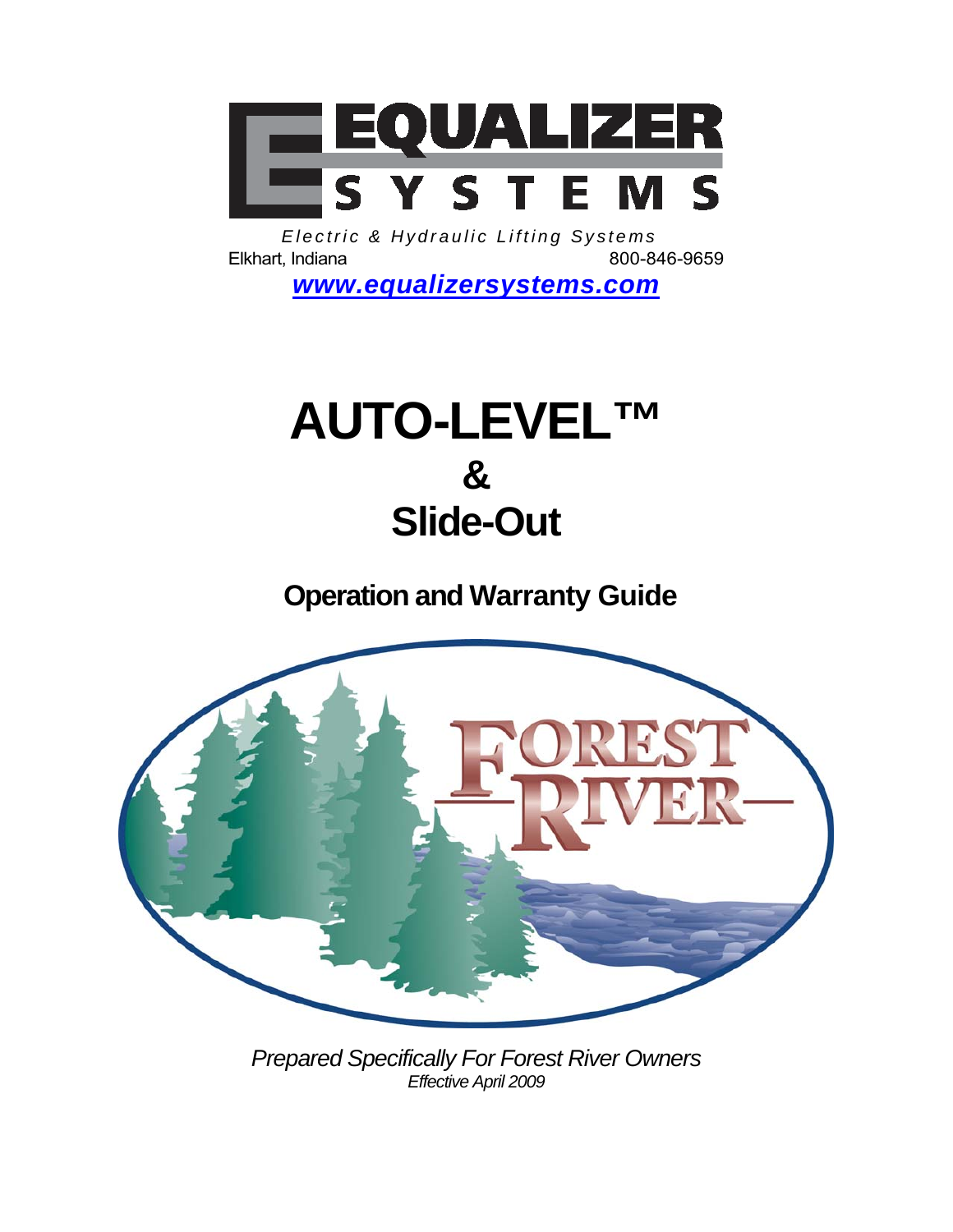# EQUALIZER SYSTEMS

*Electric & Hydraulic Lifting Systems*

Elkhart, Indiana 800-846-9659

***www.equalizersystems.com***

# AUTO-LEVEL™ & Slide-Out

## Operation and Warranty Guide

FOREST RIVER

*Prepared Specifically For Forest River Owners*

*Effective April 2009*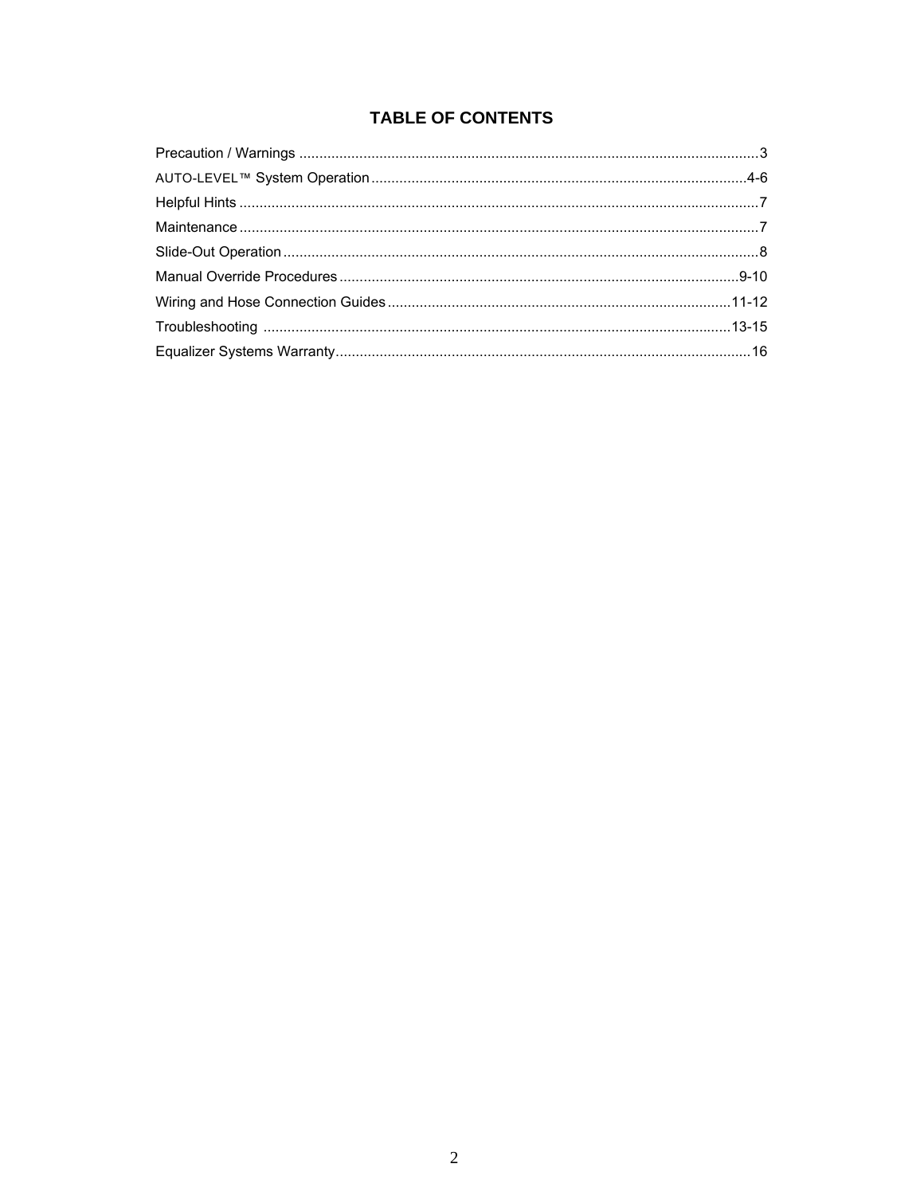# TABLE OF CONTENTS

Precaution / Warnings ..................................................................................................................3

AUTO-LEVEL™ System Operation.............................................................................................4-6

Helpful Hints .................................................................................................................................7

Maintenance .................................................................................................................................7

Slide-Out Operation ......................................................................................................................8

Manual Override Procedures ...................................................................................................9-10

Wiring and Hose Connection Guides .....................................................................................11-12

Troubleshooting ....................................................................................................................13-15

Equalizer Systems Warranty.......................................................................................................16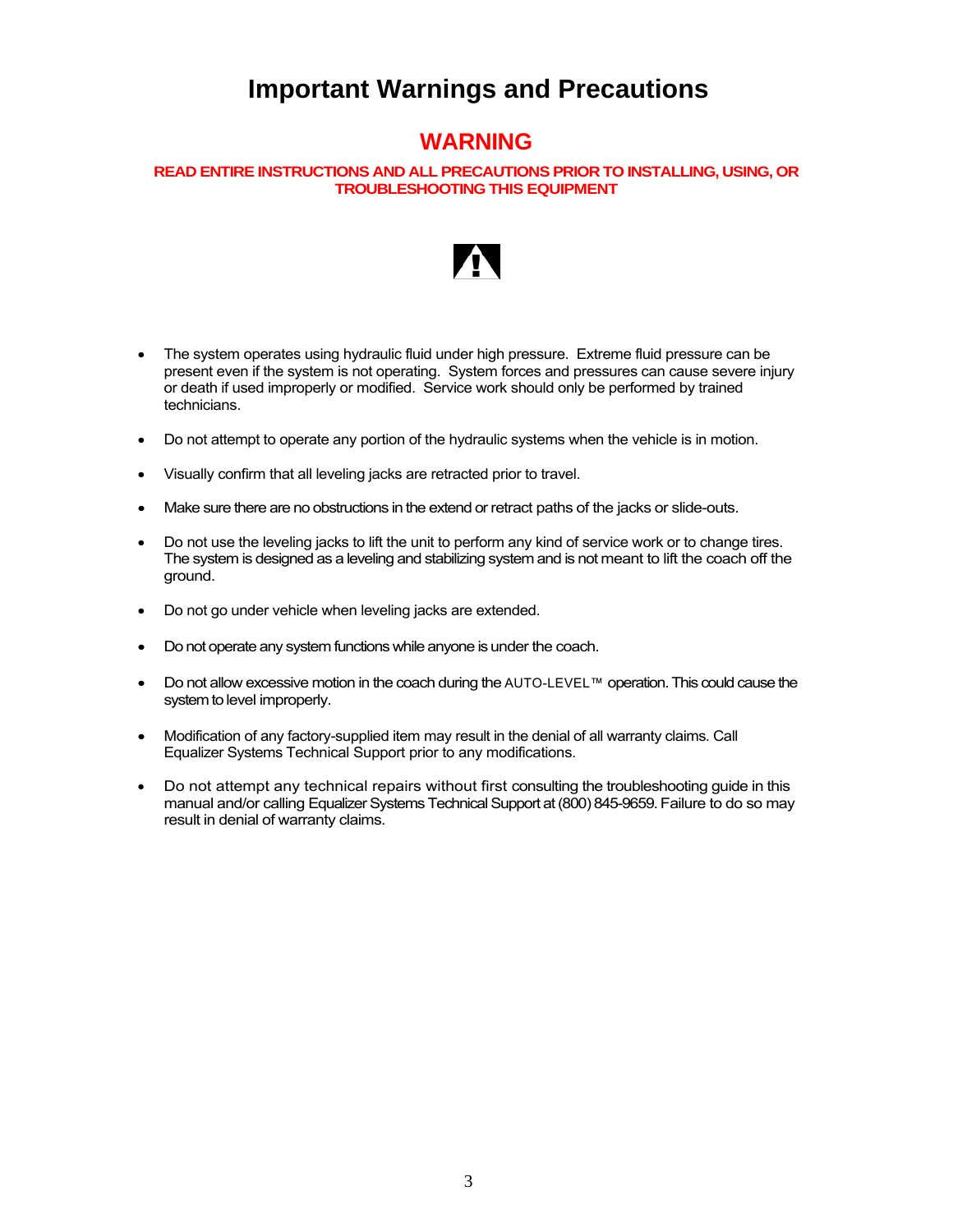# Important Warnings and Precautions

## WARNING

**READ ENTIRE INSTRUCTIONS AND ALL PRECAUTIONS PRIOR TO INSTALLING, USING, OR TROUBLESHOOTING THIS EQUIPMENT**

- The system operates using hydraulic fluid under high pressure. Extreme fluid pressure can be present even if the system is not operating. System forces and pressures can cause severe injury or death if used improperly or modified. Service work should only be performed by trained technicians.
- Do not attempt to operate any portion of the hydraulic systems when the vehicle is in motion.
- Visually confirm that all leveling jacks are retracted prior to travel.
- Make sure there are no obstructions in the extend or retract paths of the jacks or slide-outs.
- Do not use the leveling jacks to lift the unit to perform any kind of service work or to change tires. The system is designed as a leveling and stabilizing system and is not meant to lift the coach off the ground.
- Do not go under vehicle when leveling jacks are extended.
- Do not operate any system functions while anyone is under the coach.
- Do not allow excessive motion in the coach during the AUTO-LEVEL™ operation. This could cause the system to level improperly.
- Modification of any factory-supplied item may result in the denial of all warranty claims. Call Equalizer Systems Technical Support prior to any modifications.
- Do not attempt any technical repairs without first consulting the troubleshooting guide in this manual and/or calling Equalizer Systems Technical Support at (800) 845-9659. Failure to do so may result in denial of warranty claims.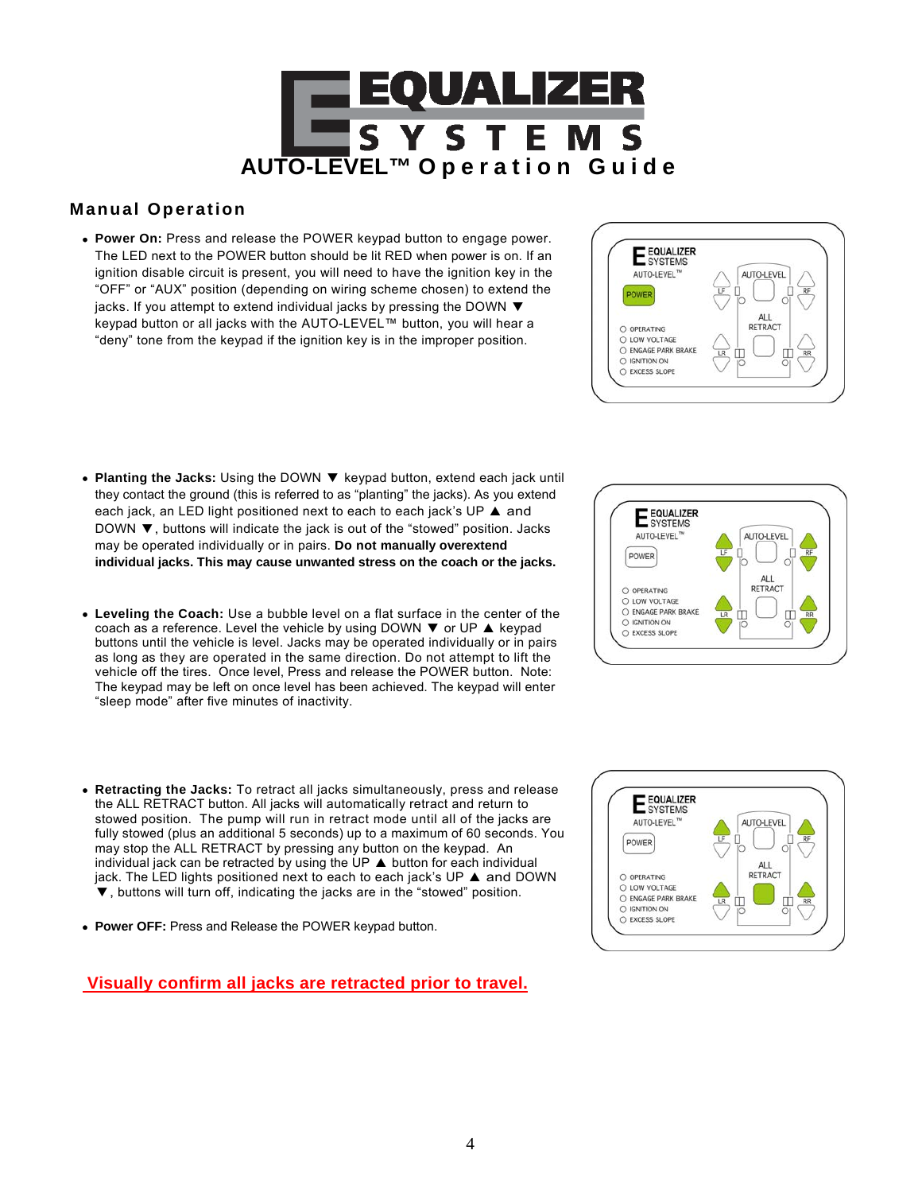# EQUALIZER SYSTEMS

## AUTO-LEVEL™ Operation Guide

### Manual Operation

- **Power On:** Press and release the POWER keypad button to engage power. The LED next to the POWER button should be lit RED when power is on. If an ignition disable circuit is present, you will need to have the ignition key in the "OFF" or "AUX" position (depending on wiring scheme chosen) to extend the jacks. If you attempt to extend individual jacks by pressing the DOWN ▼ keypad button or all jacks with the AUTO-LEVEL™ button, you will hear a "deny" tone from the keypad if the ignition key is in the improper position.

- **Planting the Jacks:** Using the DOWN ▼ keypad button, extend each jack until they contact the ground (this is referred to as "planting" the jacks). As you extend each jack, an LED light positioned next to each to each jack's UP ▲ and DOWN ▼, buttons will indicate the jack is out of the "stowed" position. Jacks may be operated individually or in pairs. **Do not manually overextend individual jacks. This may cause unwanted stress on the coach or the jacks.**

- **Leveling the Coach:** Use a bubble level on a flat surface in the center of the coach as a reference. Level the vehicle by using DOWN ▼ or UP ▲ keypad buttons until the vehicle is level. Jacks may be operated individually or in pairs as long as they are operated in the same direction. Do not attempt to lift the vehicle off the tires. Once level, Press and release the POWER button. Note: The keypad may be left on once level has been achieved. The keypad will enter "sleep mode" after five minutes of inactivity.

- **Retracting the Jacks:** To retract all jacks simultaneously, press and release the ALL RETRACT button. All jacks will automatically retract and return to stowed position. The pump will run in retract mode until all of the jacks are fully stowed (plus an additional 5 seconds) up to a maximum of 60 seconds. You may stop the ALL RETRACT by pressing any button on the keypad. An individual jack can be retracted by using the UP ▲ button for each individual jack. The LED lights positioned next to each to each jack's UP ▲ and DOWN ▼, buttons will turn off, indicating the jacks are in the "stowed" position.

- **Power OFF:** Press and Release the POWER keypad button.

**Visually confirm all jacks are retracted prior to travel.**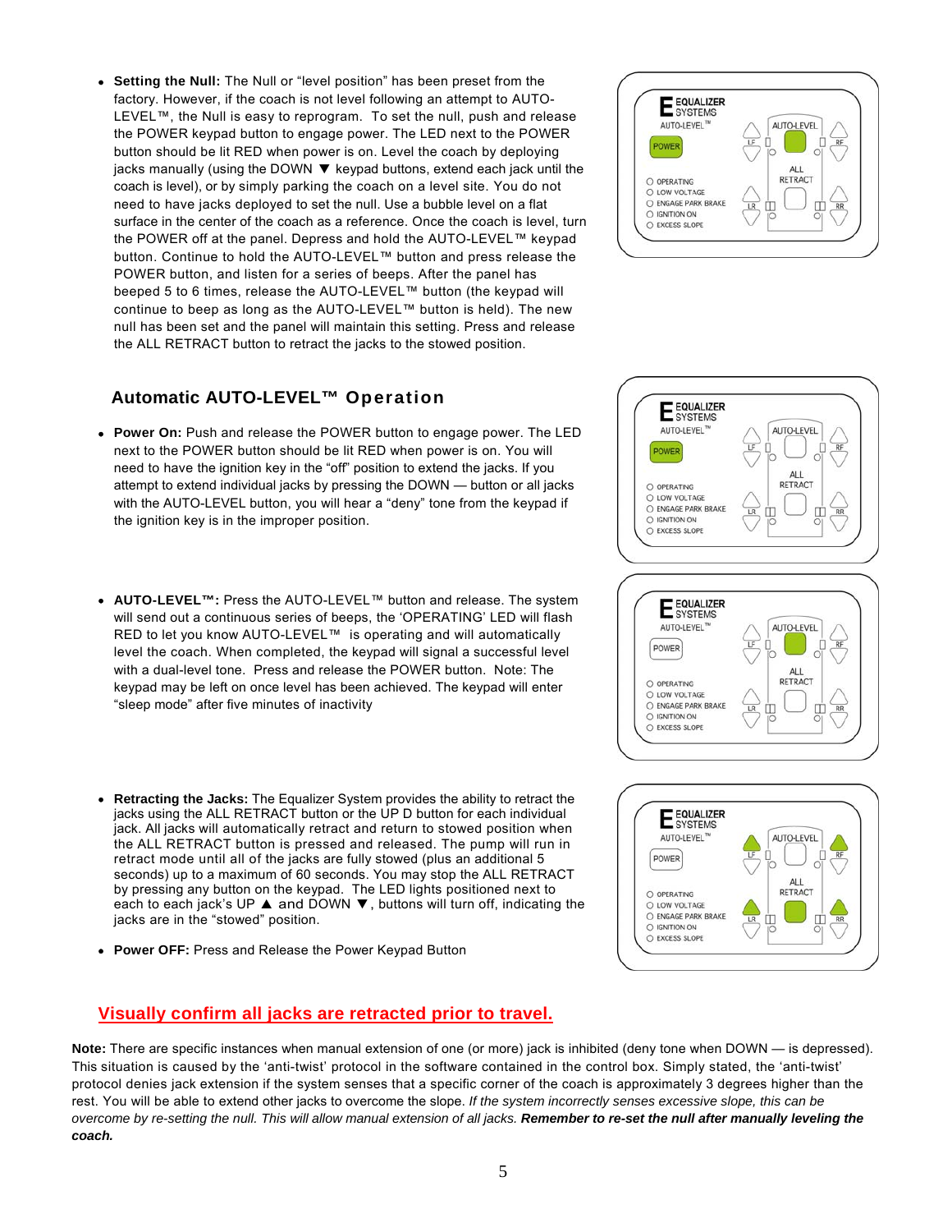- **Setting the Null:** The Null or "level position" has been preset from the factory. However, if the coach is not level following an attempt to AUTO-LEVEL™, the Null is easy to reprogram. To set the null, push and release the POWER keypad button to engage power. The LED next to the POWER button should be lit RED when power is on. Level the coach by deploying jacks manually (using the DOWN ▼ keypad buttons, extend each jack until the coach is level), or by simply parking the coach on a level site. You do not need to have jacks deployed to set the null. Use a bubble level on a flat surface in the center of the coach as a reference. Once the coach is level, turn the POWER off at the panel. Depress and hold the AUTO-LEVEL™ keypad button. Continue to hold the AUTO-LEVEL™ button and press release the POWER button, and listen for a series of beeps. After the panel has beeped 5 to 6 times, release the AUTO-LEVEL™ button (the keypad will continue to beep as long as the AUTO-LEVEL™ button is held). The new null has been set and the panel will maintain this setting. Press and release the ALL RETRACT button to retract the jacks to the stowed position.

## Automatic AUTO-LEVEL™ Operation

- **Power On:** Push and release the POWER button to engage power. The LED next to the POWER button should be lit RED when power is on. You will need to have the ignition key in the "off" position to extend the jacks. If you attempt to extend individual jacks by pressing the DOWN — button or all jacks with the AUTO-LEVEL button, you will hear a "deny" tone from the keypad if the ignition key is in the improper position.

- **AUTO-LEVEL™:** Press the AUTO-LEVEL™ button and release. The system will send out a continuous series of beeps, the 'OPERATING' LED will flash RED to let you know AUTO-LEVEL™ is operating and will automatically level the coach. When completed, the keypad will signal a successful level with a dual-level tone. Press and release the POWER button. Note: The keypad may be left on once level has been achieved. The keypad will enter "sleep mode" after five minutes of inactivity

- **Retracting the Jacks:** The Equalizer System provides the ability to retract the jacks using the ALL RETRACT button or the UP D button for each individual jack. All jacks will automatically retract and return to stowed position when the ALL RETRACT button is pressed and released. The pump will run in retract mode until all of the jacks are fully stowed (plus an additional 5 seconds) up to a maximum of 60 seconds. You may stop the ALL RETRACT by pressing any button on the keypad. The LED lights positioned next to each to each jack's UP ▲ and DOWN ▼, buttons will turn off, indicating the jacks are in the "stowed" position.

- **Power OFF:** Press and Release the Power Keypad Button

**Visually confirm all jacks are retracted prior to travel.**

**Note:** There are specific instances when manual extension of one (or more) jack is inhibited (deny tone when DOWN — is depressed). This situation is caused by the 'anti-twist' protocol in the software contained in the control box. Simply stated, the 'anti-twist' protocol denies jack extension if the system senses that a specific corner of the coach is approximately 3 degrees higher than the rest. You will be able to extend other jacks to overcome the slope. *If the system incorrectly senses excessive slope, this can be overcome by re-setting the null. This will allow manual extension of all jacks.* ***Remember to re-set the null after manually leveling the coach.***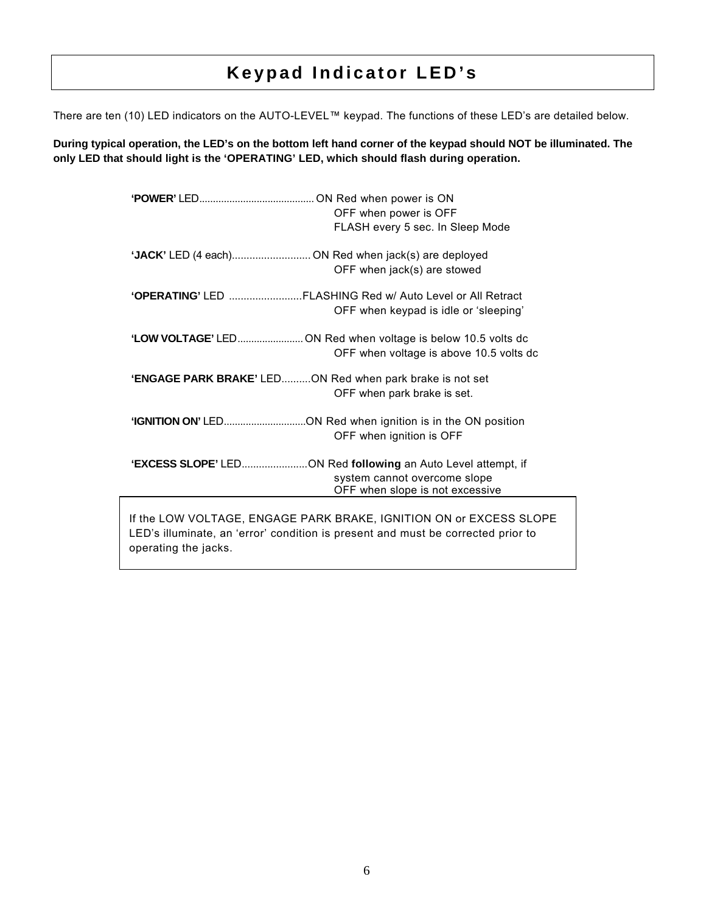# Keypad Indicator LED's

There are ten (10) LED indicators on the AUTO-LEVEL™ keypad. The functions of these LED's are detailed below.

**During typical operation, the LED's on the bottom left hand corner of the keypad should NOT be illuminated. The only LED that should light is the 'OPERATING' LED, which should flash during operation.**

**'POWER'** LED.......................................... ON Red when power is ON
OFF when power is OFF
FLASH every 5 sec. In Sleep Mode

**'JACK'** LED (4 each)........................... ON Red when jack(s) are deployed
OFF when jack(s) are stowed

**'OPERATING'** LED .........................FLASHING Red w/ Auto Level or All Retract
OFF when keypad is idle or 'sleeping'

**'LOW VOLTAGE'** LED........................ ON Red when voltage is below 10.5 volts dc
OFF when voltage is above 10.5 volts dc

**'ENGAGE PARK BRAKE'** LED..........ON Red when park brake is not set
OFF when park brake is set.

**'IGNITION ON'** LED.............................ON Red when ignition is in the ON position
OFF when ignition is OFF

**'EXCESS SLOPE'** LED.......................ON Red **following** an Auto Level attempt, if system cannot overcome slope
OFF when slope is not excessive

If the LOW VOLTAGE, ENGAGE PARK BRAKE, IGNITION ON or EXCESS SLOPE LED's illuminate, an 'error' condition is present and must be corrected prior to operating the jacks.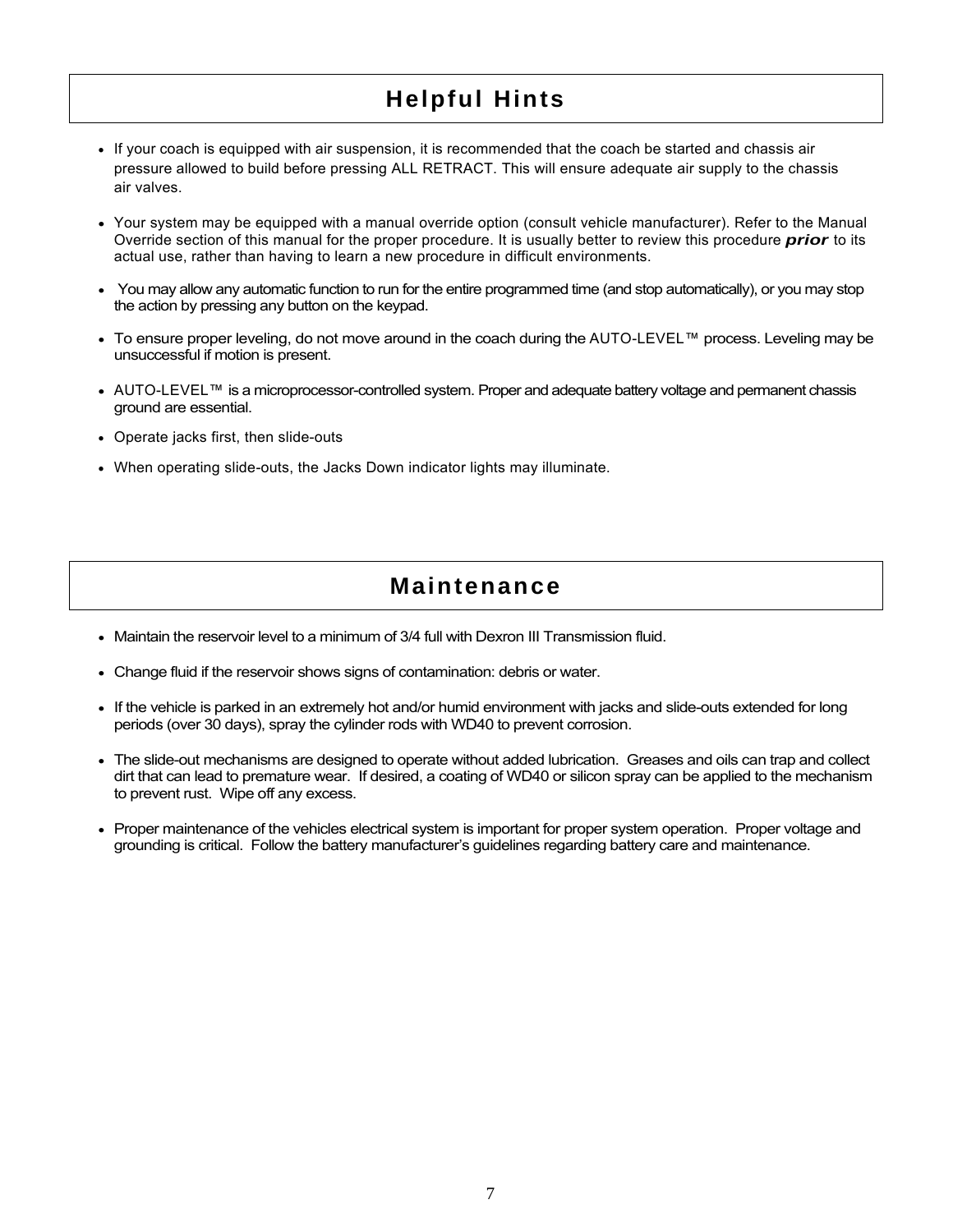## Helpful Hints

- If your coach is equipped with air suspension, it is recommended that the coach be started and chassis air pressure allowed to build before pressing ALL RETRACT. This will ensure adequate air supply to the chassis air valves.
- Your system may be equipped with a manual override option (consult vehicle manufacturer). Refer to the Manual Override section of this manual for the proper procedure. It is usually better to review this procedure ***prior*** to its actual use, rather than having to learn a new procedure in difficult environments.
- You may allow any automatic function to run for the entire programmed time (and stop automatically), or you may stop the action by pressing any button on the keypad.
- To ensure proper leveling, do not move around in the coach during the AUTO-LEVEL™ process. Leveling may be unsuccessful if motion is present.
- AUTO-LEVEL™ is a microprocessor-controlled system. Proper and adequate battery voltage and permanent chassis ground are essential.
- Operate jacks first, then slide-outs
- When operating slide-outs, the Jacks Down indicator lights may illuminate.

## Maintenance

- Maintain the reservoir level to a minimum of 3/4 full with Dexron III Transmission fluid.
- Change fluid if the reservoir shows signs of contamination: debris or water.
- If the vehicle is parked in an extremely hot and/or humid environment with jacks and slide-outs extended for long periods (over 30 days), spray the cylinder rods with WD40 to prevent corrosion.
- The slide-out mechanisms are designed to operate without added lubrication. Greases and oils can trap and collect dirt that can lead to premature wear. If desired, a coating of WD40 or silicon spray can be applied to the mechanism to prevent rust. Wipe off any excess.
- Proper maintenance of the vehicles electrical system is important for proper system operation. Proper voltage and grounding is critical. Follow the battery manufacturer's guidelines regarding battery care and maintenance.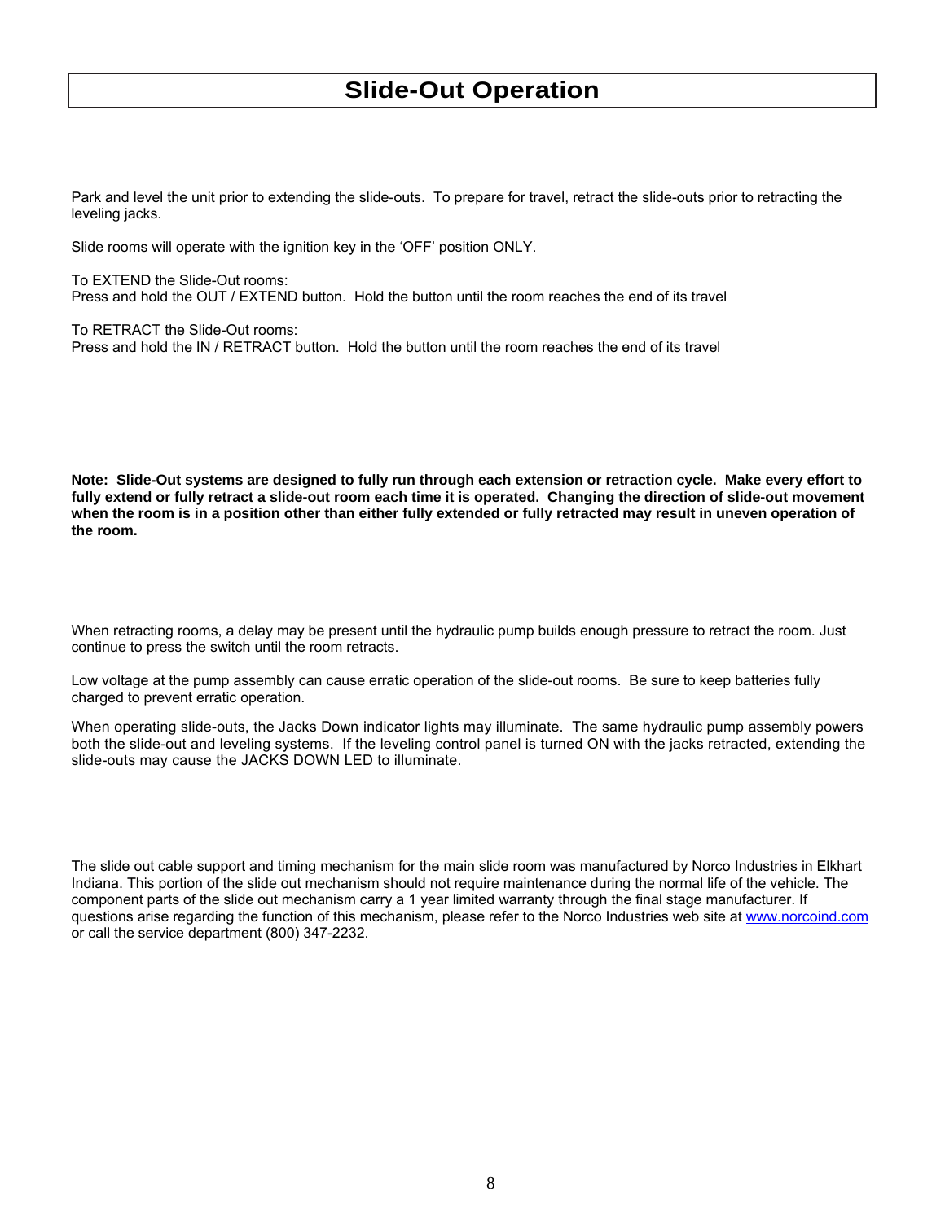# Slide-Out Operation

Park and level the unit prior to extending the slide-outs. To prepare for travel, retract the slide-outs prior to retracting the leveling jacks.

Slide rooms will operate with the ignition key in the 'OFF' position ONLY.

To EXTEND the Slide-Out rooms:
Press and hold the OUT / EXTEND button. Hold the button until the room reaches the end of its travel

To RETRACT the Slide-Out rooms:
Press and hold the IN / RETRACT button. Hold the button until the room reaches the end of its travel

**Note: Slide-Out systems are designed to fully run through each extension or retraction cycle. Make every effort to fully extend or fully retract a slide-out room each time it is operated. Changing the direction of slide-out movement when the room is in a position other than either fully extended or fully retracted may result in uneven operation of the room.**

When retracting rooms, a delay may be present until the hydraulic pump builds enough pressure to retract the room. Just continue to press the switch until the room retracts.

Low voltage at the pump assembly can cause erratic operation of the slide-out rooms. Be sure to keep batteries fully charged to prevent erratic operation.

When operating slide-outs, the Jacks Down indicator lights may illuminate. The same hydraulic pump assembly powers both the slide-out and leveling systems. If the leveling control panel is turned ON with the jacks retracted, extending the slide-outs may cause the JACKS DOWN LED to illuminate.

The slide out cable support and timing mechanism for the main slide room was manufactured by Norco Industries in Elkhart Indiana. This portion of the slide out mechanism should not require maintenance during the normal life of the vehicle. The component parts of the slide out mechanism carry a 1 year limited warranty through the final stage manufacturer. If questions arise regarding the function of this mechanism, please refer to the Norco Industries web site at www.norcoind.com or call the service department (800) 347-2232.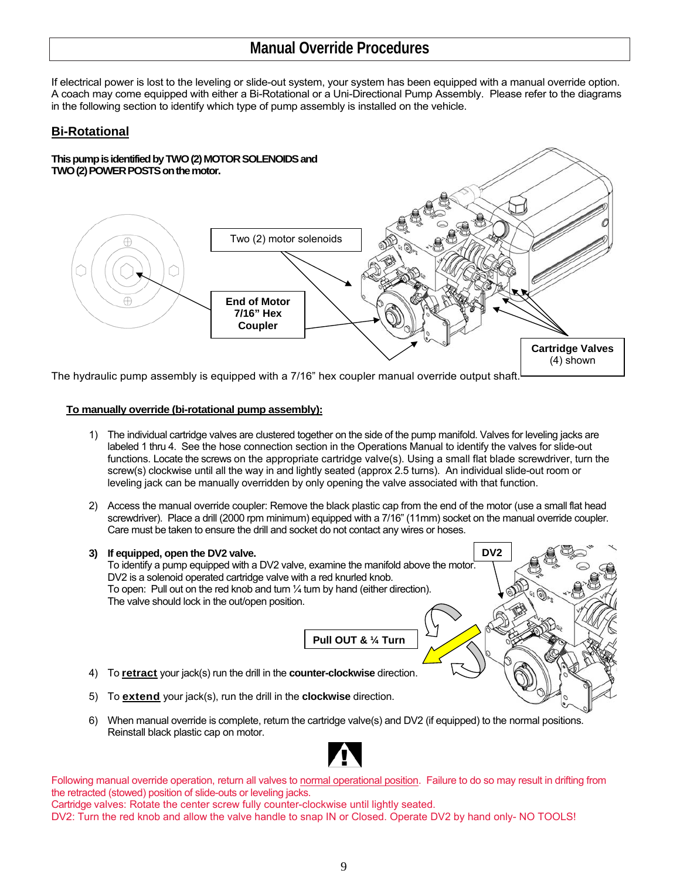# Manual Override Procedures

If electrical power is lost to the leveling or slide-out system, your system has been equipped with a manual override option. A coach may come equipped with either a Bi-Rotational or a Uni-Directional Pump Assembly. Please refer to the diagrams in the following section to identify which type of pump assembly is installed on the vehicle.

## Bi-Rotational

**This pump is identified by TWO (2) MOTOR SOLENOIDS and TWO (2) POWER POSTS on the motor.**

Two (2) motor solenoids

**End of Motor 7/16" Hex Coupler**

**Cartridge Valves** (4) shown

The hydraulic pump assembly is equipped with a 7/16" hex coupler manual override output shaft.

**To manually override (bi-rotational pump assembly):**

1) The individual cartridge valves are clustered together on the side of the pump manifold. Valves for leveling jacks are labeled 1 thru 4. See the hose connection section in the Operations Manual to identify the valves for slide-out functions. Locate the screws on the appropriate cartridge valve(s). Using a small flat blade screwdriver, turn the screw(s) clockwise until all the way in and lightly seated (approx 2.5 turns). An individual slide-out room or leveling jack can be manually overridden by only opening the valve associated with that function.

2) Access the manual override coupler: Remove the black plastic cap from the end of the motor (use a small flat head screwdriver). Place a drill (2000 rpm minimum) equipped with a 7/16" (11mm) socket on the manual override coupler. Care must be taken to ensure the drill and socket do not contact any wires or hoses.

3) **If equipped, open the DV2 valve.**
   To identify a pump equipped with a DV2 valve, examine the manifold above the motor. DV2 is a solenoid operated cartridge valve with a red knurled knob.
   To open: Pull out on the red knob and turn ¼ turn by hand (either direction).
   The valve should lock in the out/open position.

   **DV2**

   **Pull OUT & ¼ Turn**

4) To **retract** your jack(s) run the drill in the **counter-clockwise** direction.

5) To **extend** your jack(s), run the drill in the **clockwise** direction.

6) When manual override is complete, return the cartridge valve(s) and DV2 (if equipped) to the normal positions. Reinstall black plastic cap on motor.

Following manual override operation, return all valves to normal operational position. Failure to do so may result in drifting from the retracted (stowed) position of slide-outs or leveling jacks.
Cartridge valves: Rotate the center screw fully counter-clockwise until lightly seated.
DV2: Turn the red knob and allow the valve handle to snap IN or Closed. Operate DV2 by hand only- NO TOOLS!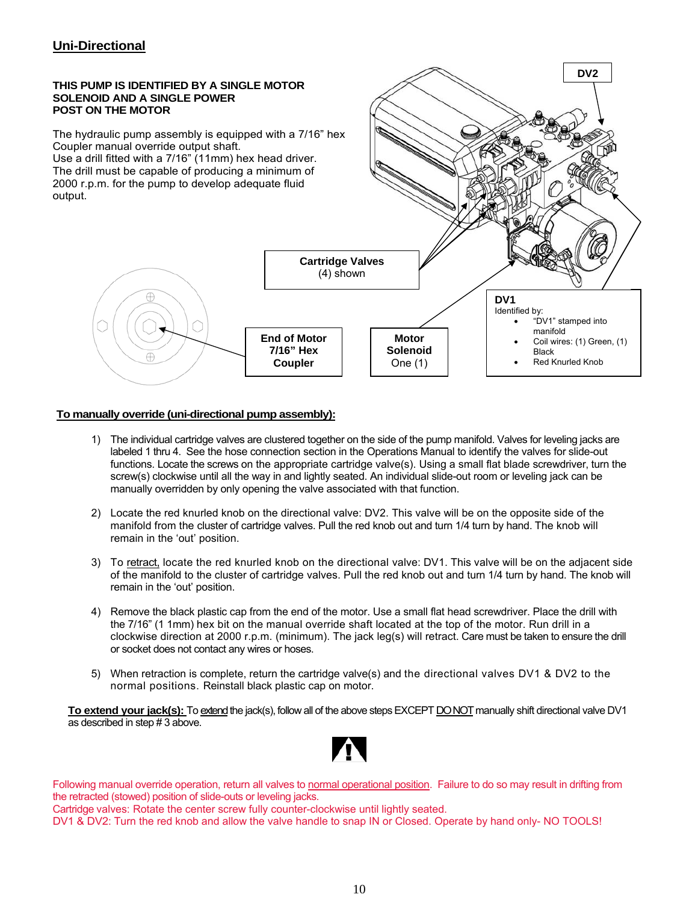## Uni-Directional

**THIS PUMP IS IDENTIFIED BY A SINGLE MOTOR SOLENOID AND A SINGLE POWER POST ON THE MOTOR**

The hydraulic pump assembly is equipped with a 7/16" hex Coupler manual override output shaft.
Use a drill fitted with a 7/16" (11mm) hex head driver.
The drill must be capable of producing a minimum of 2000 r.p.m. for the pump to develop adequate fluid output.

DV2

**Cartridge Valves**
(4) shown

**End of Motor 7/16" Hex Coupler**

**Motor Solenoid**
One (1)

**DV1**
Identified by:
- "DV1" stamped into manifold
- Coil wires: (1) Green, (1) Black
- Red Knurled Knob

**To manually override (uni-directional pump assembly):**

1) The individual cartridge valves are clustered together on the side of the pump manifold. Valves for leveling jacks are labeled 1 thru 4. See the hose connection section in the Operations Manual to identify the valves for slide-out functions. Locate the screws on the appropriate cartridge valve(s). Using a small flat blade screwdriver, turn the screw(s) clockwise until all the way in and lightly seated. An individual slide-out room or leveling jack can be manually overridden by only opening the valve associated with that function.

2) Locate the red knurled knob on the directional valve: DV2. This valve will be on the opposite side of the manifold from the cluster of cartridge valves. Pull the red knob out and turn 1/4 turn by hand. The knob will remain in the 'out' position.

3) To retract, locate the red knurled knob on the directional valve: DV1. This valve will be on the adjacent side of the manifold to the cluster of cartridge valves. Pull the red knob out and turn 1/4 turn by hand. The knob will remain in the 'out' position.

4) Remove the black plastic cap from the end of the motor. Use a small flat head screwdriver. Place the drill with the 7/16" (1 1mm) hex bit on the manual override shaft located at the top of the motor. Run drill in a clockwise direction at 2000 r.p.m. (minimum). The jack leg(s) will retract. Care must be taken to ensure the drill or socket does not contact any wires or hoses.

5) When retraction is complete, return the cartridge valve(s) and the directional valves DV1 & DV2 to the normal positions. Reinstall black plastic cap on motor.

**To extend your jack(s):** To extend the jack(s), follow all of the above steps EXCEPT DO NOT manually shift directional valve DV1 as described in step # 3 above.

Following manual override operation, return all valves to normal operational position. Failure to do so may result in drifting from the retracted (stowed) position of slide-outs or leveling jacks.
Cartridge valves: Rotate the center screw fully counter-clockwise until lightly seated.
DV1 & DV2: Turn the red knob and allow the valve handle to snap IN or Closed. Operate by hand only- NO TOOLS!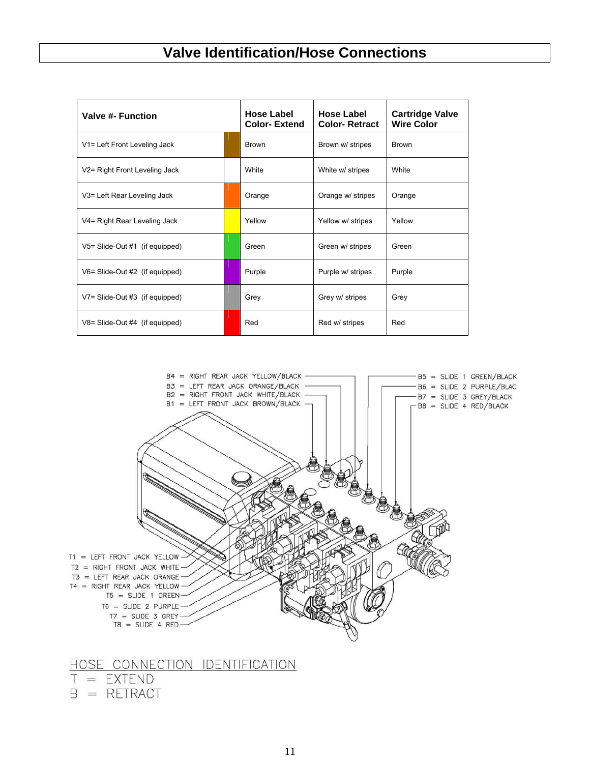# Valve Identification/Hose Connections

| Valve #- Function | | Hose Label Color- Extend | Hose Label Color- Retract | Cartridge Valve Wire Color |
|---|---|---|---|---|
| V1= Left Front Leveling Jack | | Brown | Brown w/ stripes | Brown |
| V2= Right Front Leveling Jack | | White | White w/ stripes | White |
| V3= Left Rear Leveling Jack | | Orange | Orange w/ stripes | Orange |
| V4= Right Rear Leveling Jack | | Yellow | Yellow w/ stripes | Yellow |
| V5= Slide-Out #1 (if equipped) | | Green | Green w/ stripes | Green |
| V6= Slide-Out #2 (if equipped) | | Purple | Purple w/ stripes | Purple |
| V7= Slide-Out #3 (if equipped) | | Grey | Grey w/ stripes | Grey |
| V8= Slide-Out #4 (if equipped) | | Red | Red w/ stripes | Red |

B4 = RIGHT REAR JACK YELLOW/BLACK
B3 = LEFT REAR JACK ORANGE/BLACK
B2 = RIGHT FRONT JACK WHITE/BLACK
B1 = LEFT FRONT JACK BROWN/BLACK

B5 = SLIDE 1 GREEN/BLACK
B6 = SLIDE 2 PURPLE/BLACK
B7 = SLIDE 3 GREY/BLACK
B8 = SLIDE 4 RED/BLACK

T1 = LEFT FRONT JACK YELLOW
T2 = RIGHT FRONT JACK WHITE
T3 = LEFT REAR JACK ORANGE
T4 = RIGHT REAR JACK YELLOW
T5 = SLIDE 1 GREEN
T6 = SLIDE 2 PURPLE
T7 = SLIDE 3 GREY
T8 = SLIDE 4 RED

HOSE CONNECTION IDENTIFICATION

T = EXTEND

B = RETRACT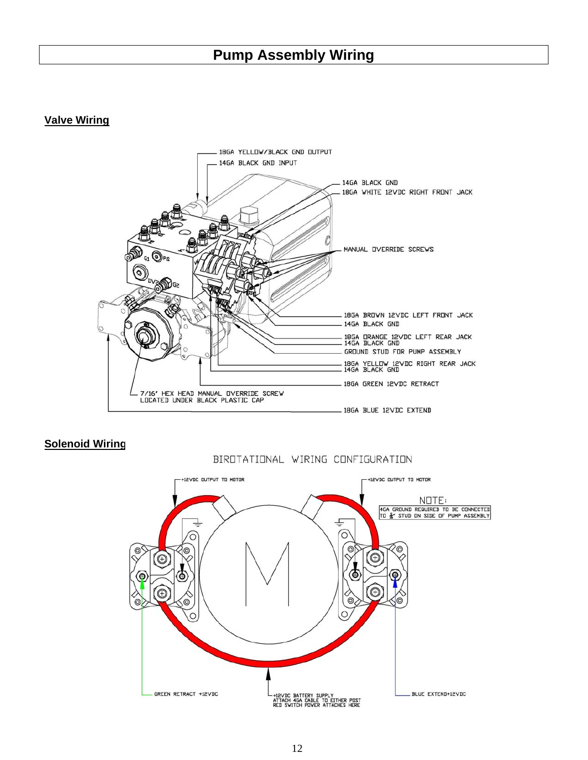# Pump Assembly Wiring

## Valve Wiring

18GA YELLOW/BLACK GND OUTPUT

14GA BLACK GND INPUT

14GA BLACK GND

18GA WHITE 12VDC RIGHT FRONT JACK

MANUAL OVERRIDE SCREWS

18GA BROWN 12VDC LEFT FRONT JACK

14GA BLACK GND

18GA ORANGE 12VDC LEFT REAR JACK

14GA BLACK GND

GROUND STUD FOR PUMP ASSEMBLY

18GA YELLOW 12VDC RIGHT REAR JACK

14GA BLACK GND

18GA GREEN 12VDC RETRACT

7/16" HEX HEAD MANUAL OVERRIDE SCREW LOCATED UNDER BLACK PLASTIC CAP

18GA BLUE 12VDC EXTEND

## Solenoid Wiring

BIROTATIONAL WIRING CONFIGURATION

+12VDC OUTPUT TO MOTOR

+12VDC OUTPUT TO MOTOR

NOTE: 4GA GROUND REQUIRED TO BE CONNECTED TO ⏚ STUD ON SIDE OF PUMP ASSEMBLY

M

GREEN RETRACT +12VDC

+12VDC BATTERY SUPPLY ATTACH 4GA CABLE TO EITHER POST RED SWITCH POWER ATTACHES HERE

BLUE EXTEND+12VDC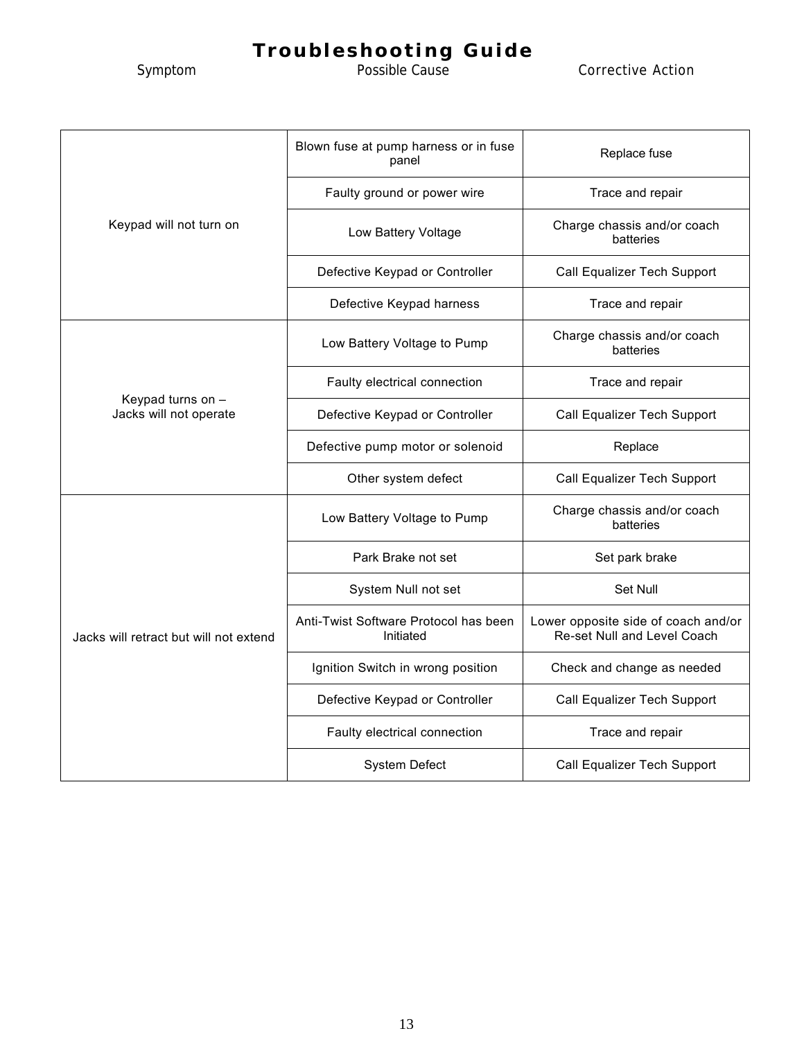# Troubleshooting Guide

| Symptom | Possible Cause | Corrective Action |
|---|---|---|
| Keypad will not turn on | Blown fuse at pump harness or in fuse panel | Replace fuse |
| | Faulty ground or power wire | Trace and repair |
| | Low Battery Voltage | Charge chassis and/or coach batteries |
| | Defective Keypad or Controller | Call Equalizer Tech Support |
| | Defective Keypad harness | Trace and repair |
| Keypad turns on – Jacks will not operate | Low Battery Voltage to Pump | Charge chassis and/or coach batteries |
| | Faulty electrical connection | Trace and repair |
| | Defective Keypad or Controller | Call Equalizer Tech Support |
| | Defective pump motor or solenoid | Replace |
| | Other system defect | Call Equalizer Tech Support |
| Jacks will retract but will not extend | Low Battery Voltage to Pump | Charge chassis and/or coach batteries |
| | Park Brake not set | Set park brake |
| | System Null not set | Set Null |
| | Anti-Twist Software Protocol has been Initiated | Lower opposite side of coach and/or Re-set Null and Level Coach |
| | Ignition Switch in wrong position | Check and change as needed |
| | Defective Keypad or Controller | Call Equalizer Tech Support |
| | Faulty electrical connection | Trace and repair |
| | System Defect | Call Equalizer Tech Support |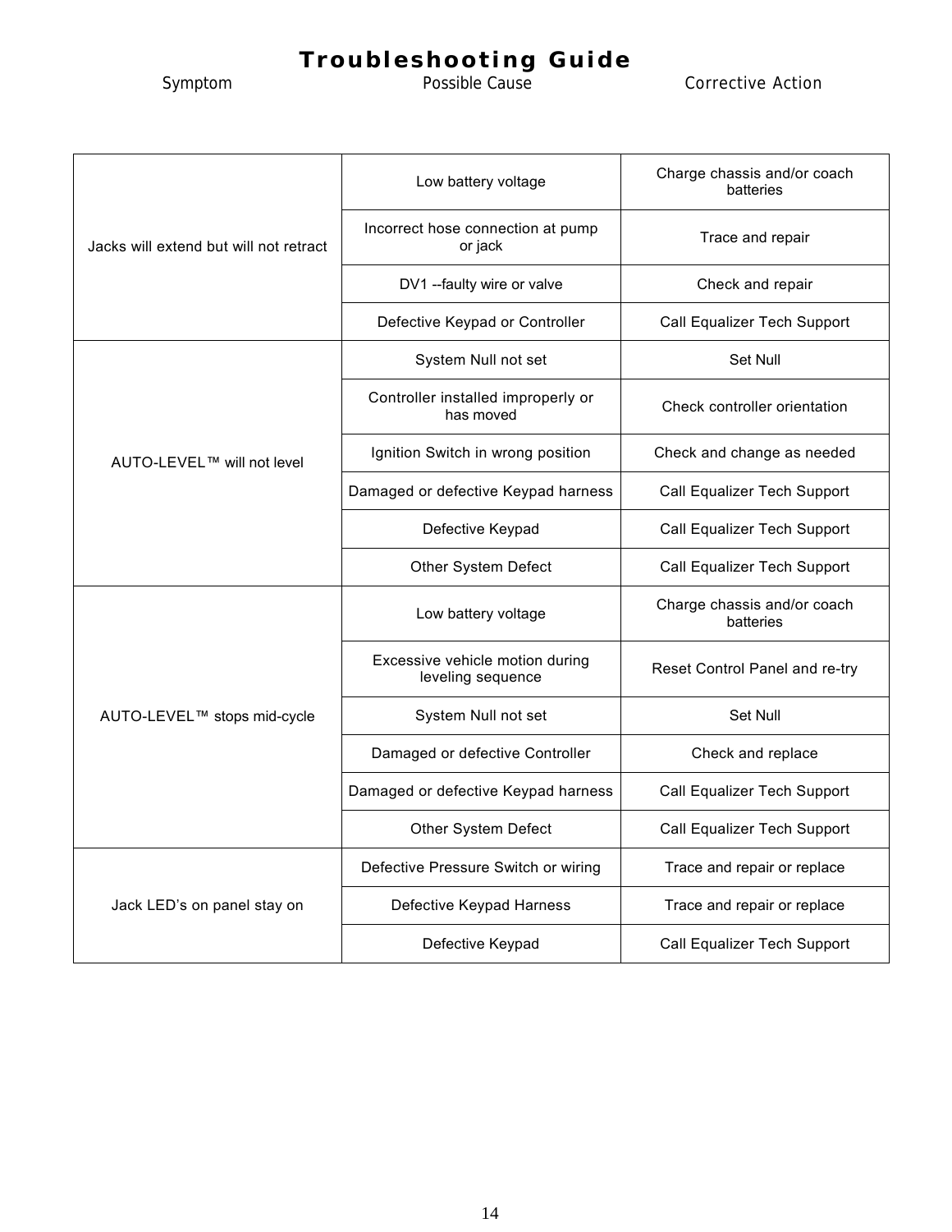# Troubleshooting Guide

| Symptom | Possible Cause | Corrective Action |
|---|---|---|
| Jacks will extend but will not retract | Low battery voltage | Charge chassis and/or coach batteries |
| | Incorrect hose connection at pump or jack | Trace and repair |
| | DV1 --faulty wire or valve | Check and repair |
| | Defective Keypad or Controller | Call Equalizer Tech Support |
| AUTO-LEVEL™ will not level | System Null not set | Set Null |
| | Controller installed improperly or has moved | Check controller orientation |
| | Ignition Switch in wrong position | Check and change as needed |
| | Damaged or defective Keypad harness | Call Equalizer Tech Support |
| | Defective Keypad | Call Equalizer Tech Support |
| | Other System Defect | Call Equalizer Tech Support |
| AUTO-LEVEL™ stops mid-cycle | Low battery voltage | Charge chassis and/or coach batteries |
| | Excessive vehicle motion during leveling sequence | Reset Control Panel and re-try |
| | System Null not set | Set Null |
| | Damaged or defective Controller | Check and replace |
| | Damaged or defective Keypad harness | Call Equalizer Tech Support |
| | Other System Defect | Call Equalizer Tech Support |
| Jack LED's on panel stay on | Defective Pressure Switch or wiring | Trace and repair or replace |
| | Defective Keypad Harness | Trace and repair or replace |
| | Defective Keypad | Call Equalizer Tech Support |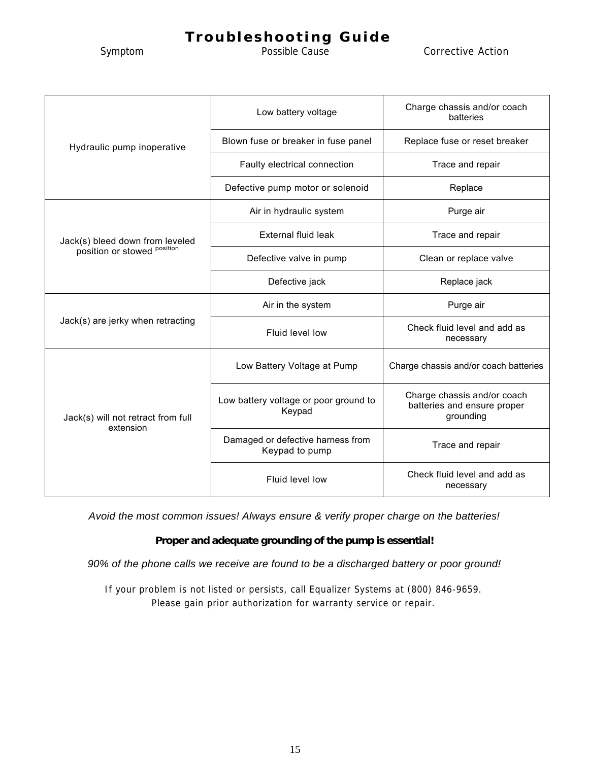# Troubleshooting Guide

| Symptom | Possible Cause | Corrective Action |
|---|---|---|
| Hydraulic pump inoperative | Low battery voltage | Charge chassis and/or coach batteries |
| | Blown fuse or breaker in fuse panel | Replace fuse or reset breaker |
| | Faulty electrical connection | Trace and repair |
| | Defective pump motor or solenoid | Replace |
| Jack(s) bleed down from leveled position or stowed position | Air in hydraulic system | Purge air |
| | External fluid leak | Trace and repair |
| | Defective valve in pump | Clean or replace valve |
| | Defective jack | Replace jack |
| Jack(s) are jerky when retracting | Air in the system | Purge air |
| | Fluid level low | Check fluid level and add as necessary |
| Jack(s) will not retract from full extension | Low Battery Voltage at Pump | Charge chassis and/or coach batteries |
| | Low battery voltage or poor ground to Keypad | Charge chassis and/or coach batteries and ensure proper grounding |
| | Damaged or defective harness from Keypad to pump | Trace and repair |
| | Fluid level low | Check fluid level and add as necessary |

*Avoid the most common issues! Always ensure & verify proper charge on the batteries!*

**Proper and adequate grounding of the pump is essential!**

*90% of the phone calls we receive are found to be a discharged battery or poor ground!*

If your problem is not listed or persists, call Equalizer Systems at (800) 846-9659.
Please gain prior authorization for warranty service or repair.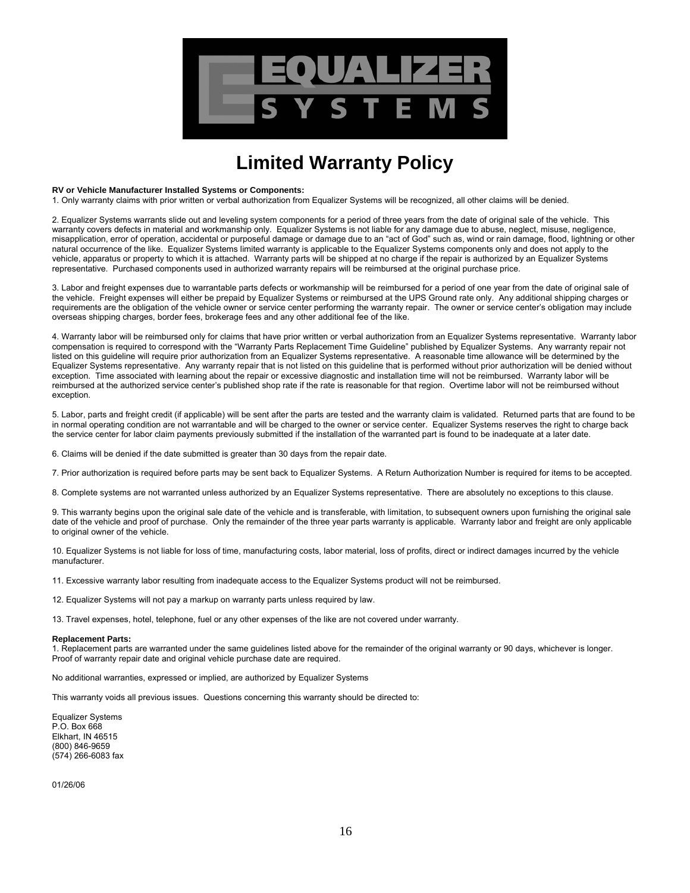EQUALIZER SYSTEMS

# Limited Warranty Policy

**RV or Vehicle Manufacturer Installed Systems or Components:**

1. Only warranty claims with prior written or verbal authorization from Equalizer Systems will be recognized, all other claims will be denied.

2. Equalizer Systems warrants slide out and leveling system components for a period of three years from the date of original sale of the vehicle. This warranty covers defects in material and workmanship only. Equalizer Systems is not liable for any damage due to abuse, neglect, misuse, negligence, misapplication, error of operation, accidental or purposeful damage or damage due to an "act of God" such as, wind or rain damage, flood, lightning or other natural occurrence of the like. Equalizer Systems limited warranty is applicable to the Equalizer Systems components only and does not apply to the vehicle, apparatus or property to which it is attached. Warranty parts will be shipped at no charge if the repair is authorized by an Equalizer Systems representative. Purchased components used in authorized warranty repairs will be reimbursed at the original purchase price.

3. Labor and freight expenses due to warrantable parts defects or workmanship will be reimbursed for a period of one year from the date of original sale of the vehicle. Freight expenses will either be prepaid by Equalizer Systems or reimbursed at the UPS Ground rate only. Any additional shipping charges or requirements are the obligation of the vehicle owner or service center performing the warranty repair. The owner or service center's obligation may include overseas shipping charges, border fees, brokerage fees and any other additional fee of the like.

4. Warranty labor will be reimbursed only for claims that have prior written or verbal authorization from an Equalizer Systems representative. Warranty labor compensation is required to correspond with the "Warranty Parts Replacement Time Guideline" published by Equalizer Systems. Any warranty repair not listed on this guideline will require prior authorization from an Equalizer Systems representative. A reasonable time allowance will be determined by the Equalizer Systems representative. Any warranty repair that is not listed on this guideline that is performed without prior authorization will be denied without exception. Time associated with learning about the repair or excessive diagnostic and installation time will not be reimbursed. Warranty labor will be reimbursed at the authorized service center's published shop rate if the rate is reasonable for that region. Overtime labor will not be reimbursed without exception.

5. Labor, parts and freight credit (if applicable) will be sent after the parts are tested and the warranty claim is validated. Returned parts that are found to be in normal operating condition are not warrantable and will be charged to the owner or service center. Equalizer Systems reserves the right to charge back the service center for labor claim payments previously submitted if the installation of the warranted part is found to be inadequate at a later date.

6. Claims will be denied if the date submitted is greater than 30 days from the repair date.

7. Prior authorization is required before parts may be sent back to Equalizer Systems. A Return Authorization Number is required for items to be accepted.

8. Complete systems are not warranted unless authorized by an Equalizer Systems representative. There are absolutely no exceptions to this clause.

9. This warranty begins upon the original sale date of the vehicle and is transferable, with limitation, to subsequent owners upon furnishing the original sale date of the vehicle and proof of purchase. Only the remainder of the three year parts warranty is applicable. Warranty labor and freight are only applicable to original owner of the vehicle.

10. Equalizer Systems is not liable for loss of time, manufacturing costs, labor material, loss of profits, direct or indirect damages incurred by the vehicle manufacturer.

11. Excessive warranty labor resulting from inadequate access to the Equalizer Systems product will not be reimbursed.

12. Equalizer Systems will not pay a markup on warranty parts unless required by law.

13. Travel expenses, hotel, telephone, fuel or any other expenses of the like are not covered under warranty.

**Replacement Parts:**

1. Replacement parts are warranted under the same guidelines listed above for the remainder of the original warranty or 90 days, whichever is longer. Proof of warranty repair date and original vehicle purchase date are required.

No additional warranties, expressed or implied, are authorized by Equalizer Systems

This warranty voids all previous issues. Questions concerning this warranty should be directed to:

Equalizer Systems
P.O. Box 668
Elkhart, IN 46515
(800) 846-9659
(574) 266-6083 fax

01/26/06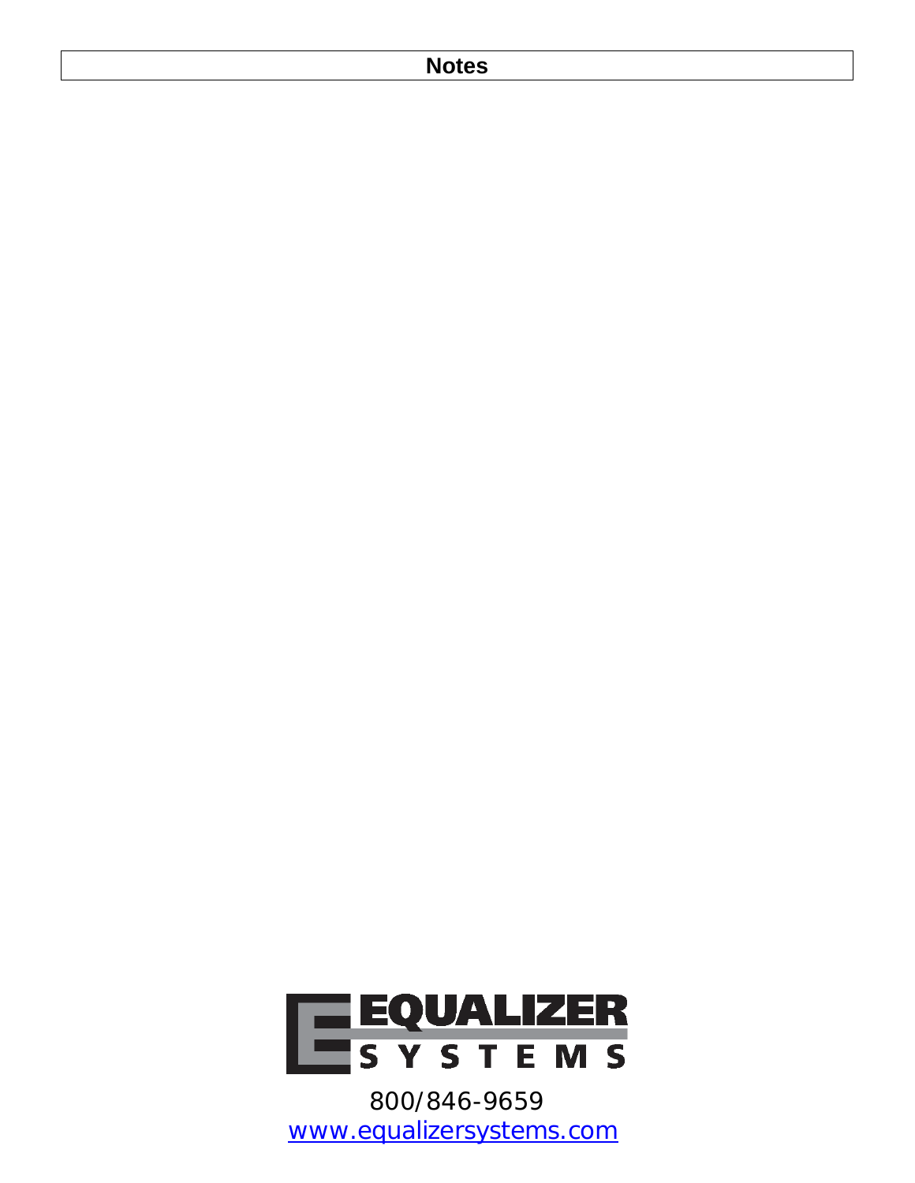## Notes

EQUALIZER SYSTEMS

800/846-9659

www.equalizersystems.com